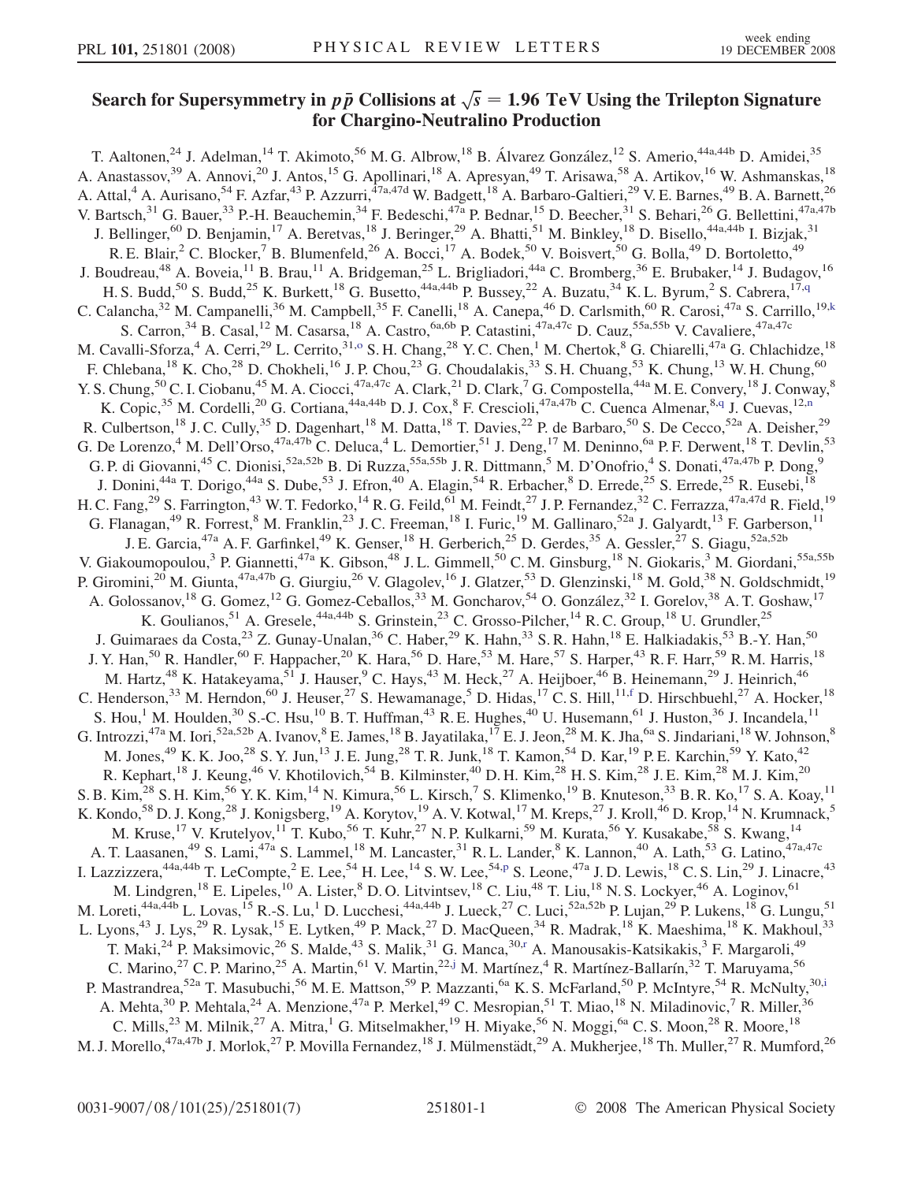# Search for Supersymmetry in $p\bar{p}$ Collisions at $\sqrt{s} = 1.96$ TeV Using the Trilepton Signature for Chargino-Neutralino Production

T. Aaltonen,[24] J. Adelman,[14] T. Akimoto,[56] M. G. Albrow,[18] B. Álvarez González,[12] S. Amerio,[44a,44b] D. Amidei,[35] A. Anastassov,[39] A. Annovi,[20] J. Antos,[15] G. Apollinari,[18] A. Apresyan,[49] T. Arisawa,[58] A. Artikov,[16] W. Ashmanskas,[18] A. Attal,[4] A. Aurisano,[54] F. Azfar,[43] P. Azzurri,[47a,47d] W. Badgett,[18] A. Barbaro-Galtieri,[29] V. E. Barnes,[49] B. A. Barnett,[26] V. Bartsch,[31] G. Bauer,[33] P.-H. Beauchemin,[34] F. Bedeschi,[47a] P. Bednar,[15] D. Beecher,[31] S. Behari,[26] G. Bellettini,[47a,47b] J. Bellinger,[60] D. Benjamin,[17] A. Beretvas,[18] J. Beringer,[29] A. Bhatti,[51] M. Binkley,[18] D. Bisello,[44a,44b] I. Bizjak,[31] R. E. Blair,[2] C. Blocker,[7] B. Blumenfeld,[26] A. Bocci,[17] A. Bodek,[50] V. Boisvert,[50] G. Bolla,[49] D. Bortoletto,[49] J. Boudreau,[48] A. Boveia,[11] B. Brau,[11] A. Bridgeman,[25] L. Brigliadori,[44a] C. Bromberg,[36] E. Brubaker,[14] J. Budagov,[16] H. S. Budd,[50] S. Budd,[25] K. Burkett,[18] G. Busetto,[44a,44b] P. Bussey,[22] A. Buzatu,[34] K. L. Byrum,[2] S. Cabrera,[17,q] C. Calancha,[32] M. Campanelli,[36] M. Campbell,[35] F. Canelli,[18] A. Canepa,[46] D. Carlsmith,[60] R. Carosi,[47a] S. Carrillo,[19,k] S. Carron,[34] B. Casal,[12] M. Casarsa,[18] A. Castro,[6a,6b] P. Catastini,[47a,47c] D. Cauz,[55a,55b] V. Cavaliere,[47a,47c] M. Cavalli-Sforza,[4] A. Cerri,[29] L. Cerrito,[31,o] S. H. Chang,[28] Y. C. Chen,[1] M. Chertok,[8] G. Chiarelli,[47a] G. Chlachidze,[18] F. Chlebana,[18] K. Cho,[28] D. Chokheli,[16] J. P. Chou,[23] G. Choudalakis,[33] S. H. Chuang,[53] K. Chung,[13] W. H. Chung,[60] Y. S. Chung,[50] C. I. Ciobanu,[45] M. A. Ciocci,[47a,47c] A. Clark,[21] D. Clark,[7] G. Compostella,[44a] M. E. Convery,[18] J. Conway,[8] K. Copic,[35] M. Cordelli,[20] G. Cortiana,[44a,44b] D. J. Cox,[8] F. Crescioli,[47a,47b] C. Cuenca Almenar,[8,q] J. Cuevas,[12,n] R. Culbertson,[18] J. C. Cully,[35] D. Dagenhart,[18] M. Datta,[18] T. Davies,[22] P. de Barbaro,[50] S. De Cecco,[52a] A. Deisher,[29] G. De Lorenzo,[4] M. Dell'Orso,[47a,47b] C. Deluca,[4] L. Demortier,[51] J. Deng,[17] M. Deninno,[6a] P. F. Derwent,[18] T. Devlin,[53] G. P. di Giovanni,[45] C. Dionisi,[52a,52b] B. Di Ruzza,[55a,55b] J. R. Dittmann,[5] M. D'Onofrio,[4] S. Donati,[47a,47b] P. Dong,[9] J. Donini,[44a] T. Dorigo,[44a] S. Dube,[53] J. Efron,[40] A. Elagin,[54] R. Erbacher,[8] D. Errede,[25] S. Errede,[25] R. Eusebi,[18] H. C. Fang,[29] S. Farrington,[43] W. T. Fedorko,[14] R. G. Feild,[61] M. Feindt,[27] J. P. Fernandez,[32] C. Ferrazza,[47a,47d] R. Field,[19] G. Flanagan,[49] R. Forrest,[8] M. Franklin,[23] J. C. Freeman,[18] I. Furic,[19] M. Gallinaro,[52a] J. Galyardt,[13] F. Garberson,[11] J. E. Garcia,[47a] A. F. Garfinkel,[49] K. Genser,[18] H. Gerberich,[25] D. Gerdes,[35] A. Gessler,[27] S. Giagu,[52a,52b] V. Giakoumopoulou,[3] P. Giannetti,[47a] K. Gibson,[48] J. L. Gimmell,[50] C. M. Ginsburg,[18] N. Giokaris,[3] M. Giordani,[55a,55b] P. Giromini,[20] M. Giunta,[47a,47b] G. Giurgiu,[26] V. Glagolev,[16] J. Glatzer,[53] D. Glenzinski,[18] M. Gold,[38] N. Goldschmidt,[19] A. Golossanov,[18] G. Gomez,[12] G. Gomez-Ceballos,[33] M. Goncharov,[54] O. González,[32] I. Gorelov,[38] A. T. Goshaw,[17] K. Goulianos,[51] A. Gresele,[44a,44b] S. Grinstein,[23] C. Grosso-Pilcher,[14] R. C. Group,[18] U. Grundler,[25] J. Guimaraes da Costa,[23] Z. Gunay-Unalan,[36] C. Haber,[29] K. Hahn,[33] S. R. Hahn,[18] E. Halkiadakis,[53] B.-Y. Han,[50] J. Y. Han,[50] R. Handler,[60] F. Happacher,[20] K. Hara,[56] D. Hare,[53] M. Hare,[57] S. Harper,[43] R. F. Harr,[59] R. M. Harris,[18] M. Hartz,[48] K. Hatakeyama,[51] J. Hauser,[9] C. Hays,[43] M. Heck,[27] A. Heijboer,[46] B. Heinemann,[29] J. Heinrich,[46] C. Henderson,[33] M. Herndon,[60] J. Heuser,[27] S. Hewamanage,[5] D. Hidas,[17] C. S. Hill,[11,f] D. Hirschbuehl,[27] A. Hocker,[18] S. Hou,[1] M. Houlden,[30] S.-C. Hsu,[10] B. T. Huffman,[43] R. E. Hughes,[40] U. Husemann,[61] J. Huston,[36] J. Incandela,[11] G. Introzzi,[47a] M. Iori,[52a,52b] A. Ivanov,[8] E. James,[18] B. Jayatilaka,[17] E. J. Jeon,[28] M. K. Jha,[6a] S. Jindariani,[18] W. Johnson,[8] M. Jones,[49] K. K. Joo,[28] S. Y. Jun,[13] J. E. Jung,[28] T. R. Junk,[18] T. Kamon,[54] D. Kar,[19] P. E. Karchin,[59] Y. Kato,[42] R. Kephart,[18] J. Keung,[46] V. Khotilovich,[54] B. Kilminster,[40] D. H. Kim,[28] H. S. Kim,[28] J. E. Kim,[28] M. J. Kim,[20] S. B. Kim,[28] S. H. Kim,[56] Y. K. Kim,[14] N. Kimura,[56] L. Kirsch,[7] S. Klimenko,[19] B. Knuteson,[33] B. R. Ko,[17] S. A. Koay,[11] K. Kondo,[58] D. J. Kong,[28] J. Konigsberg,[19] A. Korytov,[19] A. V. Kotwal,[17] M. Kreps,[27] J. Kroll,[46] D. Krop,[14] N. Krumnack,[5] M. Kruse,[17] V. Krutelyov,[11] T. Kubo,[56] T. Kuhr,[27] N. P. Kulkarni,[59] M. Kurata,[56] Y. Kusakabe,[58] S. Kwang,[14] A. T. Laasanen,[49] S. Lami,[47a] S. Lammel,[18] M. Lancaster,[31] R. L. Lander,[8] K. Lannon,[40] A. Lath,[53] G. Latino,[47a,47c] I. Lazzizzera,[44a,44b] T. LeCompte,[2] E. Lee,[54] H. Lee,[14] S. W. Lee,[54,p] S. Leone,[47a] J. D. Lewis,[18] C. S. Lin,[29] J. Linacre,[43] M. Lindgren,[18] E. Lipeles,[10] A. Lister,[8] D. O. Litvintsev,[18] C. Liu,[48] T. Liu,[18] N. S. Lockyer,[46] A. Loginov,[61] M. Loreti,[44a,44b] L. Lovas,[15] R.-S. Lu,[1] D. Lucchesi,[44a,44b] J. Lueck,[27] C. Luci,[52a,52b] P. Lujan,[29] P. Lukens,[18] G. Lungu,[51] L. Lyons,[43] J. Lys,[29] R. Lysak,[15] E. Lytken,[49] P. Mack,[27] D. MacQueen,[34] R. Madrak,[18] K. Maeshima,[18] K. Makhoul,[33] T. Maki,[24] P. Maksimovic,[26] S. Malde,[43] S. Malik,[31] G. Manca,[30,r] A. Manousakis-Katsikakis,[3] F. Margaroli,[49] C. Marino,[27] C. P. Marino,[25] A. Martin,[61] V. Martin,[22,j] M. Martínez,[4] R. Martínez-Ballarín,[32] T. Maruyama,[56] P. Mastrandrea,[52a] T. Masubuchi,[56] M. E. Mattson,[59] P. Mazzanti,[6a] K. S. McFarland,[50] P. McIntyre,[54] R. McNulty,[30,i] A. Mehta,[30] P. Mehtala,[24] A. Menzione,[47a] P. Merkel,[49] C. Mesropian,[51] T. Miao,[18] N. Miladinovic,[7] R. Miller,[36] C. Mills,[23] M. Milnik,[27] A. Mitra,[1] G. Mitselmakher,[19] H. Miyake,[56] N. Moggi,[6a] C. S. Moon,[28] R. Moore,[18] M. J. Morello,[47a,47b] J. Morlok,[27] P. Movilla Fernandez,[18] J. Mülmenstädt,[29] A. Mukherjee,[18] Th. Muller,[27] R. Mumford,[26]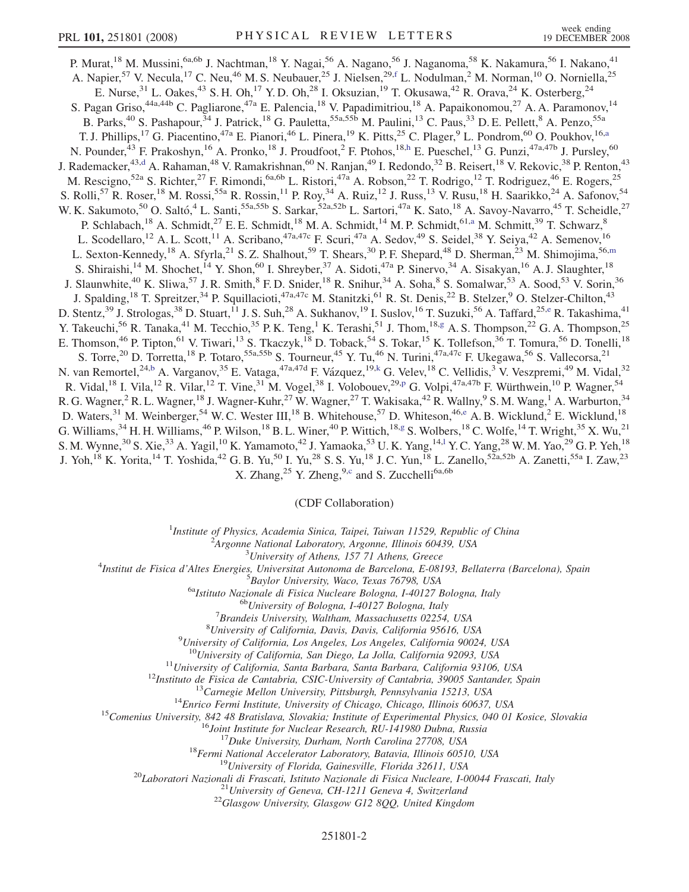P. Murat,[18] M. Mussini,[6a,6b] J. Nachtman,[18] Y. Nagai,[56] A. Nagano,[56] J. Naganoma,[58] K. Nakamura,[56] I. Nakano,[41] A. Napier,[57] V. Necula,[17] C. Neu,[46] M. S. Neubauer,[25] J. Nielsen,[29,f] L. Nodulman,[2] M. Norman,[10] O. Norniella,[25] E. Nurse,[31] L. Oakes,[43] S. H. Oh,[17] Y. D. Oh,[28] I. Oksuzian,[19] T. Okusawa,[42] R. Orava,[24] K. Osterberg,[24] S. Pagan Griso,[44a,44b] C. Pagliarone,[47a] E. Palencia,[18] V. Papadimitriou,[18] A. Papaikonomou,[27] A. A. Paramonov,[14] B. Parks,[40] S. Pashapour,[34] J. Patrick,[18] G. Pauletta,[55a,55b] M. Paulini,[13] C. Paus,[33] D. E. Pellett,[8] A. Penzo,[55a] T. J. Phillips,[17] G. Piacentino,[47a] E. Pianori,[46] L. Pinera,[19] K. Pitts,[25] C. Plager,[9] L. Pondrom,[60] O. Poukhov,[16,a] N. Pounder,[43] F. Prakoshyn,[16] A. Pronko,[18] J. Proudfoot,[2] F. Ptohos,[18,h] E. Pueschel,[13] G. Punzi,[47a,47b] J. Pursley,[60] J. Rademacker,[43,d] A. Rahaman,[48] V. Ramakrishnan,[60] N. Ranjan,[49] I. Redondo,[32] B. Reisert,[18] V. Rekovic,[38] P. Renton,[43] M. Rescigno,[52a] S. Richter,[27] F. Rimondi,[6a,6b] L. Ristori,[47a] A. Robson,[22] T. Rodrigo,[12] T. Rodriguez,[46] E. Rogers,[25] S. Rolli,[57] R. Roser,[18] M. Rossi,[55a] R. Rossin,[11] P. Roy,[34] A. Ruiz,[12] J. Russ,[13] V. Rusu,[18] H. Saarikko,[24] A. Safonov,[54] W. K. Sakumoto,[50] O. Saltó,[4] L. Santi,[55a,55b] S. Sarkar,[52a,52b] L. Sartori,[47a] K. Sato,[18] A. Savoy-Navarro,[45] T. Scheidle,[27] P. Schlabach,[18] A. Schmidt,[27] E. E. Schmidt,[18] M. A. Schmidt,[14] M. P. Schmidt,[61,a] M. Schmitt,[39] T. Schwarz,[8] L. Scodellaro,[12] A. L. Scott,[11] A. Scribano,[47a,47c] F. Scuri,[47a] A. Sedov,[49] S. Seidel,[38] Y. Seiya,[42] A. Semenov,[16] L. Sexton-Kennedy,[18] A. Sfyrla,[21] S. Z. Shalhout,[59] T. Shears,[30] P. F. Shepard,[48] D. Sherman,[23] M. Shimojima,[56,m] S. Shiraishi,[14] M. Shochet,[14] Y. Shon,[60] I. Shreyber,[37] A. Sidoti,[47a] P. Sinervo,[34] A. Sisakyan,[16] A. J. Slaughter,[18] J. Slaunwhite,[40] K. Sliwa,[57] J. R. Smith,[8] F. D. Snider,[18] R. Snihur,[34] A. Soha,[8] S. Somalwar,[53] A. Sood,[53] V. Sorin,[36] J. Spalding,[18] T. Spreitzer,[34] P. Squillacioti,[47a,47c] M. Stanitzki,[61] R. St. Denis,[22] B. Stelzer,[9] O. Stelzer-Chilton,[43] D. Stentz,[39] J. Strologas,[38] D. Stuart,[11] J. S. Suh,[28] A. Sukhanov,[19] I. Suslov,[16] T. Suzuki,[56] A. Taffard,[25,e] R. Takashima,[41] Y. Takeuchi,[56] R. Tanaka,[41] M. Tecchio,[35] P. K. Teng,[1] K. Terashi,[51] J. Thom,[18,g] A. S. Thompson,[22] G. A. Thompson,[25] E. Thomson,[46] P. Tipton,[61] V. Tiwari,[13] S. Tkaczyk,[18] D. Toback,[54] S. Tokar,[15] K. Tollefson,[36] T. Tomura,[56] D. Tonelli,[18] S. Torre,[20] D. Torretta,[18] P. Totaro,[55a,55b] S. Tourneur,[45] Y. Tu,[46] N. Turini,[47a,47c] F. Ukegawa,[56] S. Vallecorsa,[21] N. van Remortel,[24,b] A. Varganov,[35] E. Vataga,[47a,47d] F. Vázquez,[19,k] G. Velev,[18] C. Vellidis,[3] V. Veszpremi,[49] M. Vidal,[32] R. Vidal,[18] I. Vila,[12] R. Vilar,[12] T. Vine,[31] M. Vogel,[38] I. Volobouev,[29,p] G. Volpi,[47a,47b] F. Würthwein,[10] P. Wagner,[54] R. G. Wagner,[2] R. L. Wagner,[18] J. Wagner-Kuhr,[27] W. Wagner,[27] T. Wakisaka,[42] R. Wallny,[9] S. M. Wang,[1] A. Warburton,[34] D. Waters,[31] M. Weinberger,[54] W. C. Wester III,[18] B. Whitehouse,[57] D. Whiteson,[46,e] A. B. Wicklund,[2] E. Wicklund,[18] G. Williams,[34] H. H. Williams,[46] P. Wilson,[18] B. L. Winer,[40] P. Wittich,[18,g] S. Wolbers,[18] C. Wolfe,[14] T. Wright,[35] X. Wu,[21] S. M. Wynne,[30] S. Xie,[33] A. Yagil,[10] K. Yamamoto,[42] J. Yamaoka,[53] U. K. Yang,[14,l] Y. C. Yang,[28] W. M. Yao,[29] G. P. Yeh,[18] J. Yoh,[18] K. Yorita,[14] T. Yoshida,[42] G. B. Yu,[50] I. Yu,[28] S. S. Yu,[18] J. C. Yun,[18] L. Zanello,[52a,52b] A. Zanetti,[55a] I. Zaw,[23] X. Zhang,[25] Y. Zheng,[9,c] and S. Zucchelli[6a,6b]

(CDF Collaboration)

[1]*Institute of Physics, Academia Sinica, Taipei, Taiwan 11529, Republic of China*
[2]*Argonne National Laboratory, Argonne, Illinois 60439, USA*
[3]*University of Athens, 157 71 Athens, Greece*
[4]*Institut de Fisica d'Altes Energies, Universitat Autonoma de Barcelona, E-08193, Bellaterra (Barcelona), Spain*
[5]*Baylor University, Waco, Texas 76798, USA*
[6a]*Istituto Nazionale di Fisica Nucleare Bologna, I-40127 Bologna, Italy*
[6b]*University of Bologna, I-40127 Bologna, Italy*
[7]*Brandeis University, Waltham, Massachusetts 02254, USA*
[8]*University of California, Davis, Davis, California 95616, USA*
[9]*University of California, Los Angeles, Los Angeles, California 90024, USA*
[10]*University of California, San Diego, La Jolla, California 92093, USA*
[11]*University of California, Santa Barbara, Santa Barbara, California 93106, USA*
[12]*Instituto de Fisica de Cantabria, CSIC-University of Cantabria, 39005 Santander, Spain*
[13]*Carnegie Mellon University, Pittsburgh, Pennsylvania 15213, USA*
[14]*Enrico Fermi Institute, University of Chicago, Chicago, Illinois 60637, USA*
[15]*Comenius University, 842 48 Bratislava, Slovakia; Institute of Experimental Physics, 040 01 Kosice, Slovakia*
[16]*Joint Institute for Nuclear Research, RU-141980 Dubna, Russia*
[17]*Duke University, Durham, North Carolina 27708, USA*
[18]*Fermi National Accelerator Laboratory, Batavia, Illinois 60510, USA*
[19]*University of Florida, Gainesville, Florida 32611, USA*
[20]*Laboratori Nazionali di Frascati, Istituto Nazionale di Fisica Nucleare, I-00044 Frascati, Italy*
[21]*University of Geneva, CH-1211 Geneva 4, Switzerland*
[22]*Glasgow University, Glasgow G12 8QQ, United Kingdom*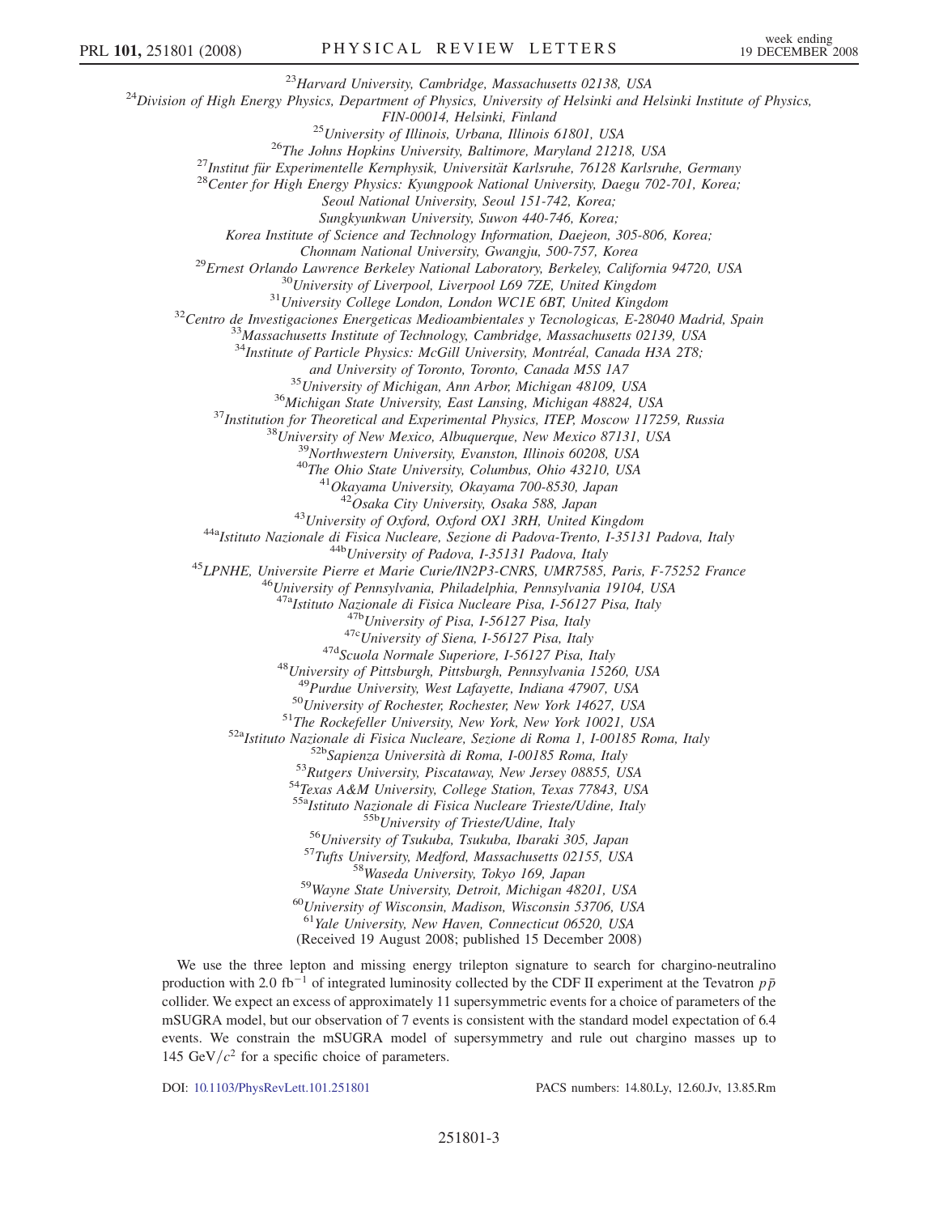[23]*Harvard University, Cambridge, Massachusetts 02138, USA*
[24]*Division of High Energy Physics, Department of Physics, University of Helsinki and Helsinki Institute of Physics, FIN-00014, Helsinki, Finland*
[25]*University of Illinois, Urbana, Illinois 61801, USA*
[26]*The Johns Hopkins University, Baltimore, Maryland 21218, USA*
[27]*Institut für Experimentelle Kernphysik, Universität Karlsruhe, 76128 Karlsruhe, Germany*
[28]*Center for High Energy Physics: Kyungpook National University, Daegu 702-701, Korea; Seoul National University, Seoul 151-742, Korea; Sungkyunkwan University, Suwon 440-746, Korea; Korea Institute of Science and Technology Information, Daejeon, 305-806, Korea; Chonnam National University, Gwangju, 500-757, Korea*
[29]*Ernest Orlando Lawrence Berkeley National Laboratory, Berkeley, California 94720, USA*
[30]*University of Liverpool, Liverpool L69 7ZE, United Kingdom*
[31]*University College London, London WC1E 6BT, United Kingdom*
[32]*Centro de Investigaciones Energeticas Medioambientales y Tecnologicas, E-28040 Madrid, Spain*
[33]*Massachusetts Institute of Technology, Cambridge, Massachusetts 02139, USA*
[34]*Institute of Particle Physics: McGill University, Montréal, Canada H3A 2T8; and University of Toronto, Toronto, Canada M5S 1A7*
[35]*University of Michigan, Ann Arbor, Michigan 48109, USA*
[36]*Michigan State University, East Lansing, Michigan 48824, USA*
[37]*Institution for Theoretical and Experimental Physics, ITEP, Moscow 117259, Russia*
[38]*University of New Mexico, Albuquerque, New Mexico 87131, USA*
[39]*Northwestern University, Evanston, Illinois 60208, USA*
[40]*The Ohio State University, Columbus, Ohio 43210, USA*
[41]*Okayama University, Okayama 700-8530, Japan*
[42]*Osaka City University, Osaka 588, Japan*
[43]*University of Oxford, Oxford OX1 3RH, United Kingdom*
[44a]*Istituto Nazionale di Fisica Nucleare, Sezione di Padova-Trento, I-35131 Padova, Italy*
[44b]*University of Padova, I-35131 Padova, Italy*
[45]*LPNHE, Universite Pierre et Marie Curie/IN2P3-CNRS, UMR7585, Paris, F-75252 France*
[46]*University of Pennsylvania, Philadelphia, Pennsylvania 19104, USA*
[47a]*Istituto Nazionale di Fisica Nucleare Pisa, I-56127 Pisa, Italy*
[47b]*University of Pisa, I-56127 Pisa, Italy*
[47c]*University of Siena, I-56127 Pisa, Italy*
[47d]*Scuola Normale Superiore, I-56127 Pisa, Italy*
[48]*University of Pittsburgh, Pittsburgh, Pennsylvania 15260, USA*
[49]*Purdue University, West Lafayette, Indiana 47907, USA*
[50]*University of Rochester, Rochester, New York 14627, USA*
[51]*The Rockefeller University, New York, New York 10021, USA*
[52a]*Istituto Nazionale di Fisica Nucleare, Sezione di Roma 1, I-00185 Roma, Italy*
[52b]*Sapienza Università di Roma, I-00185 Roma, Italy*
[53]*Rutgers University, Piscataway, New Jersey 08855, USA*
[54]*Texas A&M University, College Station, Texas 77843, USA*
[55a]*Istituto Nazionale di Fisica Nucleare Trieste/Udine, Italy*
[55b]*University of Trieste/Udine, Italy*
[56]*University of Tsukuba, Tsukuba, Ibaraki 305, Japan*
[57]*Tufts University, Medford, Massachusetts 02155, USA*
[58]*Waseda University, Tokyo 169, Japan*
[59]*Wayne State University, Detroit, Michigan 48201, USA*
[60]*University of Wisconsin, Madison, Wisconsin 53706, USA*
[61]*Yale University, New Haven, Connecticut 06520, USA*

(Received 19 August 2008; published 15 December 2008)

We use the three lepton and missing energy trilepton signature to search for chargino-neutralino production with 2.0 $\mathrm{fb}^{-1}$ of integrated luminosity collected by the CDF II experiment at the Tevatron $p\bar{p}$ collider. We expect an excess of approximately 11 supersymmetric events for a choice of parameters of the mSUGRA model, but our observation of 7 events is consistent with the standard model expectation of 6.4 events. We constrain the mSUGRA model of supersymmetry and rule out chargino masses up to 145 $\mathrm{GeV}/c^2$ for a specific choice of parameters.

DOI: 10.1103/PhysRevLett.101.251801 PACS numbers: 14.80.Ly, 12.60.Jv, 13.85.Rm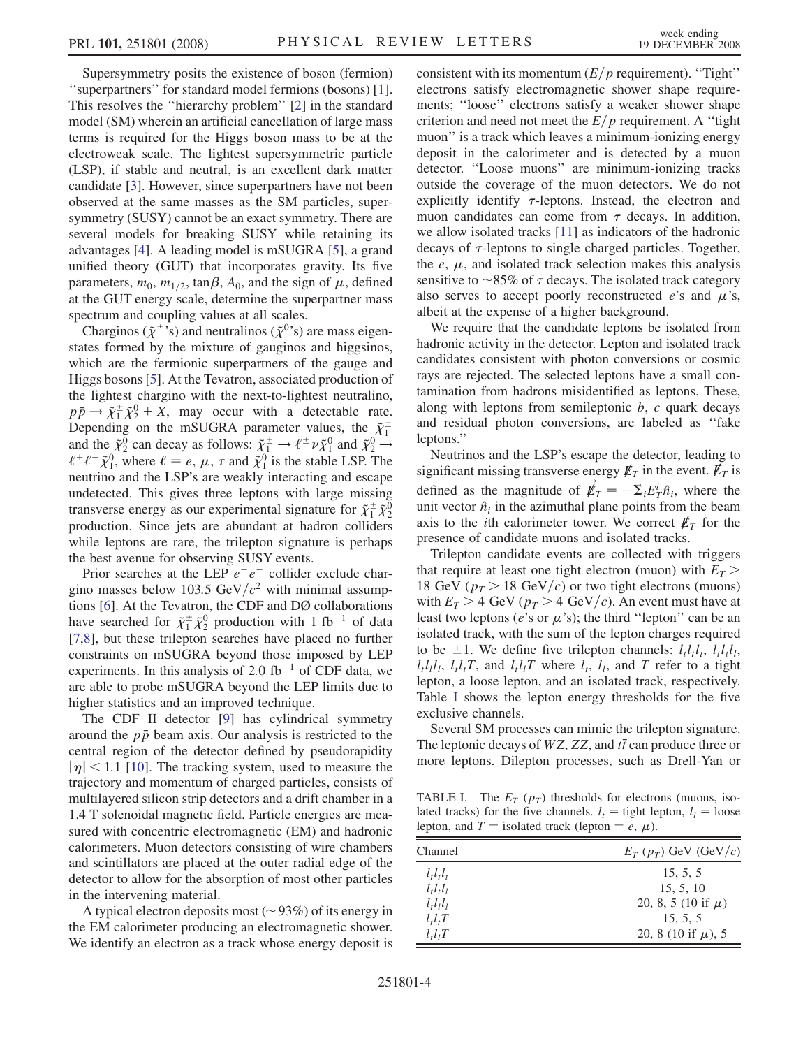Supersymmetry posits the existence of boson (fermion) "superpartners" for standard model fermions (bosons) [1]. This resolves the "hierarchy problem" [2] in the standard model (SM) wherein an artificial cancellation of large mass terms is required for the Higgs boson mass to be at the electroweak scale. The lightest supersymmetric particle (LSP), if stable and neutral, is an excellent dark matter candidate [3]. However, since superpartners have not been observed at the same masses as the SM particles, supersymmetry (SUSY) cannot be an exact symmetry. There are several models for breaking SUSY while retaining its advantages [4]. A leading model is mSUGRA [5], a grand unified theory (GUT) that incorporates gravity. Its five parameters, $m_0$, $m_{1/2}$, $\tan\beta$, $A_0$, and the sign of $\mu$, defined at the GUT energy scale, determine the superpartner mass spectrum and coupling values at all scales.

Charginos ($\tilde{\chi}^{\pm}$'s) and neutralinos ($\tilde{\chi}^{0}$'s) are mass eigenstates formed by the mixture of gauginos and higgsinos, which are the fermionic superpartners of the gauge and Higgs bosons [5]. At the Tevatron, associated production of the lightest chargino with the next-to-lightest neutralino, $p\bar{p} \rightarrow \tilde{\chi}_1^{\pm}\tilde{\chi}_2^0 + X$, may occur with a detectable rate. Depending on the mSUGRA parameter values, the $\tilde{\chi}_1^{\pm}$ and the $\tilde{\chi}_2^0$ can decay as follows: $\tilde{\chi}_1^{\pm} \rightarrow \ell^{\pm}\nu\tilde{\chi}_1^0$ and $\tilde{\chi}_2^0 \rightarrow \ell^+\ell^-\tilde{\chi}_1^0$, where $\ell = e$, $\mu$, $\tau$ and $\tilde{\chi}_1^0$ is the stable LSP. The neutrino and the LSP's are weakly interacting and escape undetected. This gives three leptons with large missing transverse energy as our experimental signature for $\tilde{\chi}_1^{\pm}\tilde{\chi}_2^0$ production. Since jets are abundant at hadron colliders while leptons are rare, the trilepton signature is perhaps the best avenue for observing SUSY events.

Prior searches at the LEP $e^+e^-$ collider exclude chargino masses below 103.5 GeV/$c^2$ with minimal assumptions [6]. At the Tevatron, the CDF and DØ collaborations have searched for $\tilde{\chi}_1^{\pm}\tilde{\chi}_2^0$ production with 1 fb$^{-1}$ of data [7,8], but these trilepton searches have placed no further constraints on mSUGRA beyond those imposed by LEP experiments. In this analysis of 2.0 fb$^{-1}$ of CDF data, we are able to probe mSUGRA beyond the LEP limits due to higher statistics and an improved technique.

The CDF II detector [9] has cylindrical symmetry around the $p\bar{p}$ beam axis. Our analysis is restricted to the central region of the detector defined by pseudorapidity $|\eta| < 1.1$ [10]. The tracking system, used to measure the trajectory and momentum of charged particles, consists of multilayered silicon strip detectors and a drift chamber in a 1.4 T solenoidal magnetic field. Particle energies are measured with concentric electromagnetic (EM) and hadronic calorimeters. Muon detectors consisting of wire chambers and scintillators are placed at the outer radial edge of the detector to allow for the absorption of most other particles in the intervening material.

A typical electron deposits most ($\sim 93\%$) of its energy in the EM calorimeter producing an electromagnetic shower. We identify an electron as a track whose energy deposit is consistent with its momentum ($E/p$ requirement). "Tight" electrons satisfy electromagnetic shower shape requirements; "loose" electrons satisfy a weaker shower shape criterion and need not meet the $E/p$ requirement. A "tight muon" is a track which leaves a minimum-ionizing energy deposit in the calorimeter and is detected by a muon detector. "Loose muons" are minimum-ionizing tracks outside the coverage of the muon detectors. We do not explicitly identify $\tau$-leptons. Instead, the electron and muon candidates can come from $\tau$ decays. In addition, we allow isolated tracks [11] as indicators of the hadronic decays of $\tau$-leptons to single charged particles. Together, the $e$, $\mu$, and isolated track selection makes this analysis sensitive to $\sim 85\%$ of $\tau$ decays. The isolated track category also serves to accept poorly reconstructed $e$'s and $\mu$'s, albeit at the expense of a higher background.

We require that the candidate leptons be isolated from hadronic activity in the detector. Lepton and isolated track candidates consistent with photon conversions or cosmic rays are rejected. The selected leptons have a small contamination from hadrons misidentified as leptons. These, along with leptons from semileptonic $b$, $c$ quark decays and residual photon conversions, are labeled as "fake leptons."

Neutrinos and the LSP's escape the detector, leading to significant missing transverse energy $\not{E}_T$ in the event. $\not{E}_T$ is defined as the magnitude of $\vec{\not{E}}_T = -\Sigma_i E_T^i \hat{n}_i$, where the unit vector $\hat{n}_i$ in the azimuthal plane points from the beam axis to the $i$th calorimeter tower. We correct $\not{E}_T$ for the presence of candidate muons and isolated tracks.

Trilepton candidate events are collected with triggers that require at least one tight electron (muon) with $E_T > 18$ GeV ($p_T > 18$ GeV/$c$) or two tight electrons (muons) with $E_T > 4$ GeV ($p_T > 4$ GeV/$c$). An event must have at least two leptons ($e$'s or $\mu$'s); the third "lepton" can be an isolated track, with the sum of the lepton charges required to be $\pm 1$. We define five trilepton channels: $l_t l_t l_t$, $l_t l_t l_l$, $l_t l_l l_l$, $l_t l_t T$, and $l_t l_l T$ where $l_t$, $l_l$, and $T$ refer to a tight lepton, a loose lepton, and an isolated track, respectively. Table I shows the lepton energy thresholds for the five exclusive channels.

Several SM processes can mimic the trilepton signature. The leptonic decays of $WZ$, $ZZ$, and $t\bar{t}$ can produce three or more leptons. Dilepton processes, such as Drell-Yan or

TABLE I. The $E_T$ ($p_T$) thresholds for electrons (muons, isolated tracks) for the five channels. $l_t$ = tight lepton, $l_l$ = loose lepton, and $T$ = isolated track (lepton = $e$, $\mu$).

| Channel | $E_T$ ($p_T$) GeV (GeV/$c$) |
|---|---|
| $l_t l_t l_t$ | 15, 5, 5 |
| $l_t l_t l_l$ | 15, 5, 10 |
| $l_t l_l l_l$ | 20, 8, 5 (10 if $\mu$) |
| $l_t l_t T$ | 15, 5, 5 |
| $l_t l_l T$ | 20, 8 (10 if $\mu$), 5 |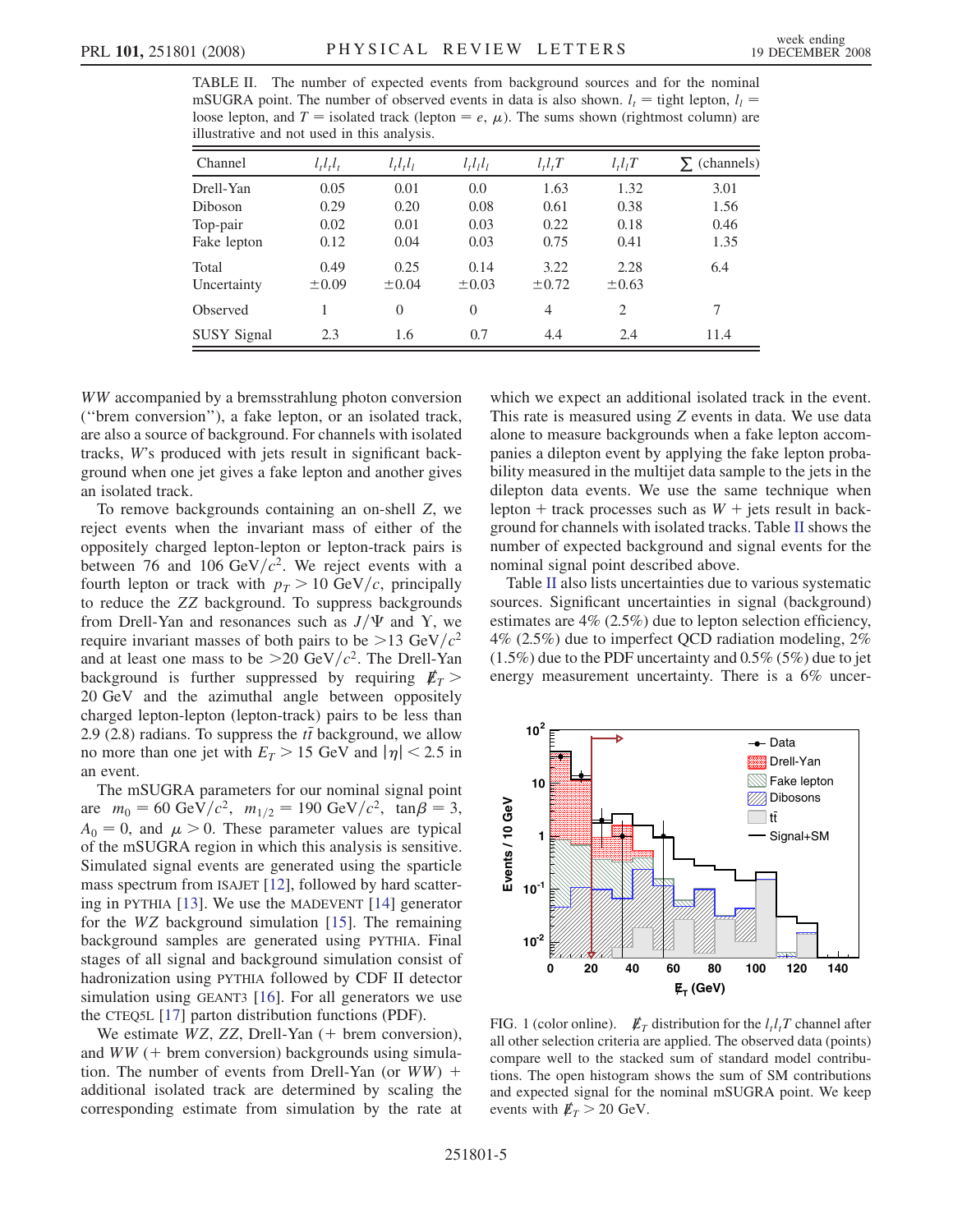TABLE II. The number of expected events from background sources and for the nominal mSUGRA point. The number of observed events in data is also shown. $l_t$ = tight lepton, $l_l$ = loose lepton, and $T$ = isolated track (lepton = $e$, $\mu$). The sums shown (rightmost column) are illustrative and not used in this analysis.

| Channel | $l_t l_t l_t$ | $l_t l_t l_l$ | $l_t l_l l_l$ | $l_t l_t T$ | $l_t l_l T$ | $\sum$ (channels) |
|---|---|---|---|---|---|---|
| Drell-Yan | 0.05 | 0.01 | 0.0 | 1.63 | 1.32 | 3.01 |
| Diboson | 0.29 | 0.20 | 0.08 | 0.61 | 0.38 | 1.56 |
| Top-pair | 0.02 | 0.01 | 0.03 | 0.22 | 0.18 | 0.46 |
| Fake lepton | 0.12 | 0.04 | 0.03 | 0.75 | 0.41 | 1.35 |
| Total | 0.49 | 0.25 | 0.14 | 3.22 | 2.28 | 6.4 |
| Uncertainty | $\pm 0.09$ | $\pm 0.04$ | $\pm 0.03$ | $\pm 0.72$ | $\pm 0.63$ | |
| Observed | 1 | 0 | 0 | 4 | 2 | 7 |
| SUSY Signal | 2.3 | 1.6 | 0.7 | 4.4 | 2.4 | 11.4 |

$WW$ accompanied by a bremsstrahlung photon conversion ("brem conversion"), a fake lepton, or an isolated track, are also a source of background. For channels with isolated tracks, $W$'s produced with jets result in significant background when one jet gives a fake lepton and another gives an isolated track.

To remove backgrounds containing an on-shell $Z$, we reject events when the invariant mass of either of the oppositely charged lepton-lepton or lepton-track pairs is between 76 and 106 GeV/$c^2$. We reject events with a fourth lepton or track with $p_T > 10$ GeV/$c$, principally to reduce the $ZZ$ background. To suppress backgrounds from Drell-Yan and resonances such as $J/\Psi$ and $\Upsilon$, we require invariant masses of both pairs to be $>13$ GeV/$c^2$ and at least one mass to be $>20$ GeV/$c^2$. The Drell-Yan background is further suppressed by requiring $\not{E}_T > 20$ GeV and the azimuthal angle between oppositely charged lepton-lepton (lepton-track) pairs to be less than 2.9 (2.8) radians. To suppress the $t\bar{t}$ background, we allow no more than one jet with $E_T > 15$ GeV and $|\eta| < 2.5$ in an event.

The mSUGRA parameters for our nominal signal point are $m_0 = 60$ GeV/$c^2$, $m_{1/2} = 190$ GeV/$c^2$, $\tan\beta = 3$, $A_0 = 0$, and $\mu > 0$. These parameter values are typical of the mSUGRA region in which this analysis is sensitive. Simulated signal events are generated using the sparticle mass spectrum from ISAJET [12], followed by hard scattering in PYTHIA [13]. We use the MADEVENT [14] generator for the $WZ$ background simulation [15]. The remaining background samples are generated using PYTHIA. Final stages of all signal and background simulation consist of hadronization using PYTHIA followed by CDF II detector simulation using GEANT3 [16]. For all generators we use the CTEQ5L [17] parton distribution functions (PDF).

We estimate $WZ$, $ZZ$, Drell-Yan (+ brem conversion), and $WW$ (+ brem conversion) backgrounds using simulation. The number of events from Drell-Yan (or $WW$) + additional isolated track are determined by scaling the corresponding estimate from simulation by the rate at which we expect an additional isolated track in the event. This rate is measured using $Z$ events in data. We use data alone to measure backgrounds when a fake lepton accompanies a dilepton event by applying the fake lepton probability measured in the multijet data sample to the jets in the dilepton data events. We use the same technique when lepton + track processes such as $W$ + jets result in background for channels with isolated tracks. Table II shows the number of expected background and signal events for the nominal signal point described above.

Table II also lists uncertainties due to various systematic sources. Significant uncertainties in signal (background) estimates are 4% (2.5%) due to lepton selection efficiency, 4% (2.5%) due to imperfect QCD radiation modeling, 2% (1.5%) due to the PDF uncertainty and 0.5% (5%) due to jet energy measurement uncertainty. There is a 6% uncer-

FIG. 1 (color online). $\not{E}_T$ distribution for the $l_t l_t T$ channel after all other selection criteria are applied. The observed data (points) compare well to the stacked sum of standard model contributions. The open histogram shows the sum of SM contributions and expected signal for the nominal mSUGRA point. We keep events with $\not{E}_T > 20$ GeV.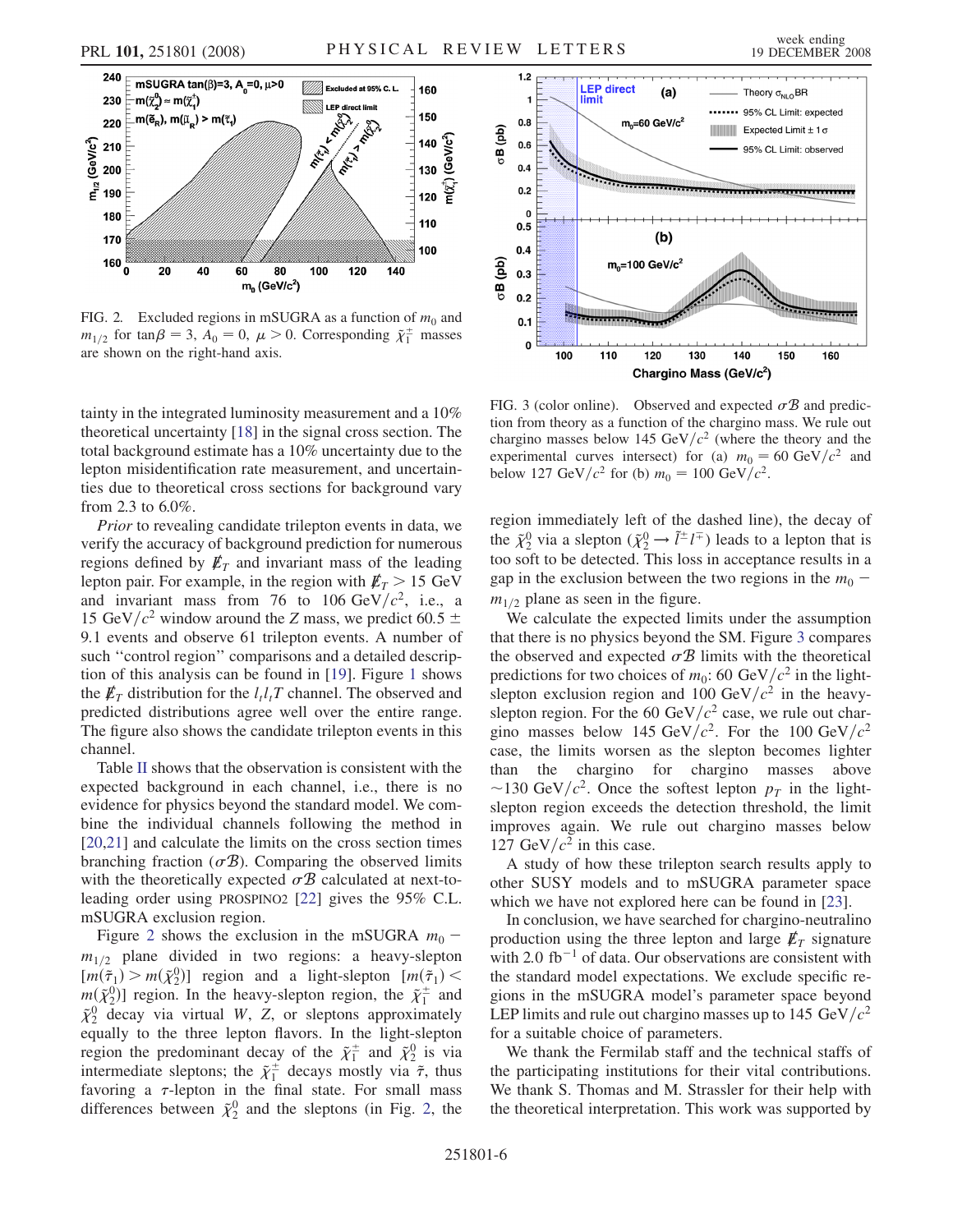FIG. 2. Excluded regions in mSUGRA as a function of $m_0$ and $m_{1/2}$ for $\tan\beta = 3$, $A_0 = 0$, $\mu > 0$. Corresponding $\tilde{\chi}_1^\pm$ masses are shown on the right-hand axis.

FIG. 3 (color online). Observed and expected $\sigma\mathcal{B}$ and prediction from theory as a function of the chargino mass. We rule out chargino masses below 145 GeV/$c^2$ (where the theory and the experimental curves intersect) for (a) $m_0 = 60$ GeV/$c^2$ and below 127 GeV/$c^2$ for (b) $m_0 = 100$ GeV/$c^2$.

tainty in the integrated luminosity measurement and a 10% theoretical uncertainty [18] in the signal cross section. The total background estimate has a 10% uncertainty due to the lepton misidentification rate measurement, and uncertainties due to theoretical cross sections for background vary from 2.3 to 6.0%.

*Prior* to revealing candidate trilepton events in data, we verify the accuracy of background prediction for numerous regions defined by $\not{E}_T$ and invariant mass of the leading lepton pair. For example, in the region with $\not{E}_T > 15$ GeV and invariant mass from 76 to 106 GeV/$c^2$, i.e., a 15 GeV/$c^2$ window around the $Z$ mass, we predict $60.5 \pm 9.1$ events and observe 61 trilepton events. A number of such "control region" comparisons and a detailed description of this analysis can be found in [19]. Figure 1 shows the $\not{E}_T$ distribution for the $l_t l_t T$ channel. The observed and predicted distributions agree well over the entire range. The figure also shows the candidate trilepton events in this channel.

Table II shows that the observation is consistent with the expected background in each channel, i.e., there is no evidence for physics beyond the standard model. We combine the individual channels following the method in [20,21] and calculate the limits on the cross section times branching fraction ($\sigma\mathcal{B}$). Comparing the observed limits with the theoretically expected $\sigma\mathcal{B}$ calculated at next-to-leading order using PROSPINO2 [22] gives the 95% C.L. mSUGRA exclusion region.

Figure 2 shows the exclusion in the mSUGRA $m_0 - m_{1/2}$ plane divided in two regions: a heavy-slepton $[m(\tilde{\tau}_1) > m(\tilde{\chi}_2^0)]$ region and a light-slepton $[m(\tilde{\tau}_1) < m(\tilde{\chi}_2^0)]$ region. In the heavy-slepton region, the $\tilde{\chi}_1^\pm$ and $\tilde{\chi}_2^0$ decay via virtual $W$, $Z$, or sleptons approximately equally to the three lepton flavors. In the light-slepton region the predominant decay of the $\tilde{\chi}_1^\pm$ and $\tilde{\chi}_2^0$ is via intermediate sleptons; the $\tilde{\chi}_1^\pm$ decays mostly via $\tilde{\tau}$, thus favoring a $\tau$-lepton in the final state. For small mass differences between $\tilde{\chi}_2^0$ and the sleptons (in Fig. 2, the region immediately left of the dashed line), the decay of the $\tilde{\chi}_2^0$ via a slepton ($\tilde{\chi}_2^0 \to \tilde{l}^\pm l^\mp$) leads to a lepton that is too soft to be detected. This loss in acceptance results in a gap in the exclusion between the two regions in the $m_0 - m_{1/2}$ plane as seen in the figure.

We calculate the expected limits under the assumption that there is no physics beyond the SM. Figure 3 compares the observed and expected $\sigma\mathcal{B}$ limits with the theoretical predictions for two choices of $m_0$: 60 GeV/$c^2$ in the light-slepton exclusion region and 100 GeV/$c^2$ in the heavy-slepton region. For the 60 GeV/$c^2$ case, we rule out chargino masses below 145 GeV/$c^2$. For the 100 GeV/$c^2$ case, the limits worsen as the slepton becomes lighter than the chargino for chargino masses above $\sim$130 GeV/$c^2$. Once the softest lepton $p_T$ in the light-slepton region exceeds the detection threshold, the limit improves again. We rule out chargino masses below 127 GeV/$c^2$ in this case.

A study of how these trilepton search results apply to other SUSY models and to mSUGRA parameter space which we have not explored here can be found in [23].

In conclusion, we have searched for chargino-neutralino production using the three lepton and large $\not{E}_T$ signature with 2.0 fb$^{-1}$ of data. Our observations are consistent with the standard model expectations. We exclude specific regions in the mSUGRA model's parameter space beyond LEP limits and rule out chargino masses up to 145 GeV/$c^2$ for a suitable choice of parameters.

We thank the Fermilab staff and the technical staffs of the participating institutions for their vital contributions. We thank S. Thomas and M. Strassler for their help with the theoretical interpretation. This work was supported by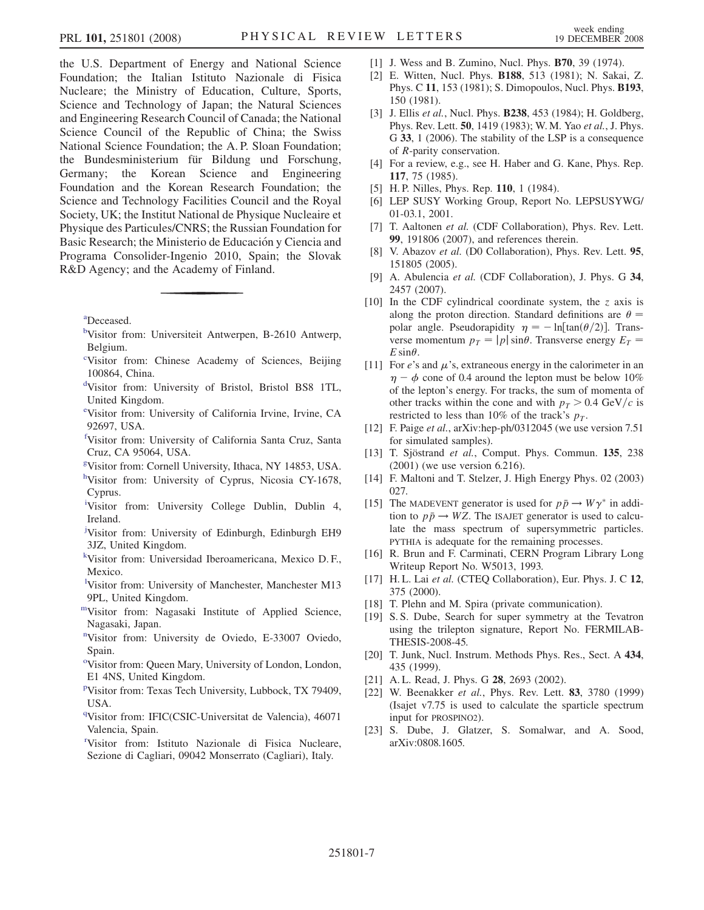the U.S. Department of Energy and National Science Foundation; the Italian Istituto Nazionale di Fisica Nucleare; the Ministry of Education, Culture, Sports, Science and Technology of Japan; the Natural Sciences and Engineering Research Council of Canada; the National Science Council of the Republic of China; the Swiss National Science Foundation; the A. P. Sloan Foundation; the Bundesministerium für Bildung und Forschung, Germany; the Korean Science and Engineering Foundation and the Korean Research Foundation; the Science and Technology Facilities Council and the Royal Society, UK; the Institut National de Physique Nucleaire et Physique des Particules/CNRS; the Russian Foundation for Basic Research; the Ministerio de Educación y Ciencia and Programa Consolider-Ingenio 2010, Spain; the Slovak R&D Agency; and the Academy of Finland.

---

[a]Deceased.

[b]Visitor from: Universiteit Antwerpen, B-2610 Antwerp, Belgium.

[c]Visitor from: Chinese Academy of Sciences, Beijing 100864, China.

[d]Visitor from: University of Bristol, Bristol BS8 1TL, United Kingdom.

[e]Visitor from: University of California Irvine, Irvine, CA 92697, USA.

[f]Visitor from: University of California Santa Cruz, Santa Cruz, CA 95064, USA.

[g]Visitor from: Cornell University, Ithaca, NY 14853, USA.

[h]Visitor from: University of Cyprus, Nicosia CY-1678, Cyprus.

[i]Visitor from: University College Dublin, Dublin 4, Ireland.

[j]Visitor from: University of Edinburgh, Edinburgh EH9 3JZ, United Kingdom.

[k]Visitor from: Universidad Iberoamericana, Mexico D. F., Mexico.

[l]Visitor from: University of Manchester, Manchester M13 9PL, United Kingdom.

[m]Visitor from: Nagasaki Institute of Applied Science, Nagasaki, Japan.

[n]Visitor from: University de Oviedo, E-33007 Oviedo, Spain.

[o]Visitor from: Queen Mary, University of London, London, E1 4NS, United Kingdom.

[p]Visitor from: Texas Tech University, Lubbock, TX 79409, USA.

[q]Visitor from: IFIC(CSIC-Universitat de Valencia), 46071 Valencia, Spain.

[r]Visitor from: Istituto Nazionale di Fisica Nucleare, Sezione di Cagliari, 09042 Monserrato (Cagliari), Italy.

[1] J. Wess and B. Zumino, Nucl. Phys. **B70**, 39 (1974).

[2] E. Witten, Nucl. Phys. **B188**, 513 (1981); N. Sakai, Z. Phys. C **11**, 153 (1981); S. Dimopoulos, Nucl. Phys. **B193**, 150 (1981).

[3] J. Ellis *et al.*, Nucl. Phys. **B238**, 453 (1984); H. Goldberg, Phys. Rev. Lett. **50**, 1419 (1983); W. M. Yao *et al.*, J. Phys. G **33**, 1 (2006). The stability of the LSP is a consequence of $R$-parity conservation.

[4] For a review, e.g., see H. Haber and G. Kane, Phys. Rep. **117**, 75 (1985).

[5] H. P. Nilles, Phys. Rep. **110**, 1 (1984).

[6] LEP SUSY Working Group, Report No. LEPSUSYWG/01-03.1, 2001.

[7] T. Aaltonen *et al.* (CDF Collaboration), Phys. Rev. Lett. **99**, 191806 (2007), and references therein.

[8] V. Abazov *et al.* (D0 Collaboration), Phys. Rev. Lett. **95**, 151805 (2005).

[9] A. Abulencia *et al.* (CDF Collaboration), J. Phys. G **34**, 2457 (2007).

[10] In the CDF cylindrical coordinate system, the $z$ axis is along the proton direction. Standard definitions are $\theta =$ polar angle. Pseudorapidity $\eta = -\ln[\tan(\theta/2)]$. Transverse momentum $p_T = |p| \sin\theta$. Transverse energy $E_T = E \sin\theta$.

[11] For $e$'s and $\mu$'s, extraneous energy in the calorimeter in an $\eta - \phi$ cone of 0.4 around the lepton must be below 10% of the lepton's energy. For tracks, the sum of momenta of other tracks within the cone and with $p_T > 0.4$ GeV/$c$ is restricted to less than 10% of the track's $p_T$.

[12] F. Paige *et al.*, arXiv:hep-ph/0312045 (we use version 7.51 for simulated samples).

[13] T. Sjöstrand *et al.*, Comput. Phys. Commun. **135**, 238 (2001) (we use version 6.216).

[14] F. Maltoni and T. Stelzer, J. High Energy Phys. 02 (2003) 027.

[15] The MADEVENT generator is used for $p\bar{p} \rightarrow W\gamma^*$ in addition to $p\bar{p} \rightarrow WZ$. The ISAJET generator is used to calculate the mass spectrum of supersymmetric particles. PYTHIA is adequate for the remaining processes.

[16] R. Brun and F. Carminati, CERN Program Library Long Writeup Report No. W5013, 1993.

[17] H. L. Lai *et al.* (CTEQ Collaboration), Eur. Phys. J. C **12**, 375 (2000).

[18] T. Plehn and M. Spira (private communication).

[19] S. S. Dube, Search for super symmetry at the Tevatron using the trilepton signature, Report No. FERMILAB-THESIS-2008-45.

[20] T. Junk, Nucl. Instrum. Methods Phys. Res., Sect. A **434**, 435 (1999).

[21] A. L. Read, J. Phys. G **28**, 2693 (2002).

[22] W. Beenakker *et al.*, Phys. Rev. Lett. **83**, 3780 (1999) (Isajet v7.75 is used to calculate the sparticle spectrum input for PROSPINO2).

[23] S. Dube, J. Glatzer, S. Somalwar, and A. Sood, arXiv:0808.1605.